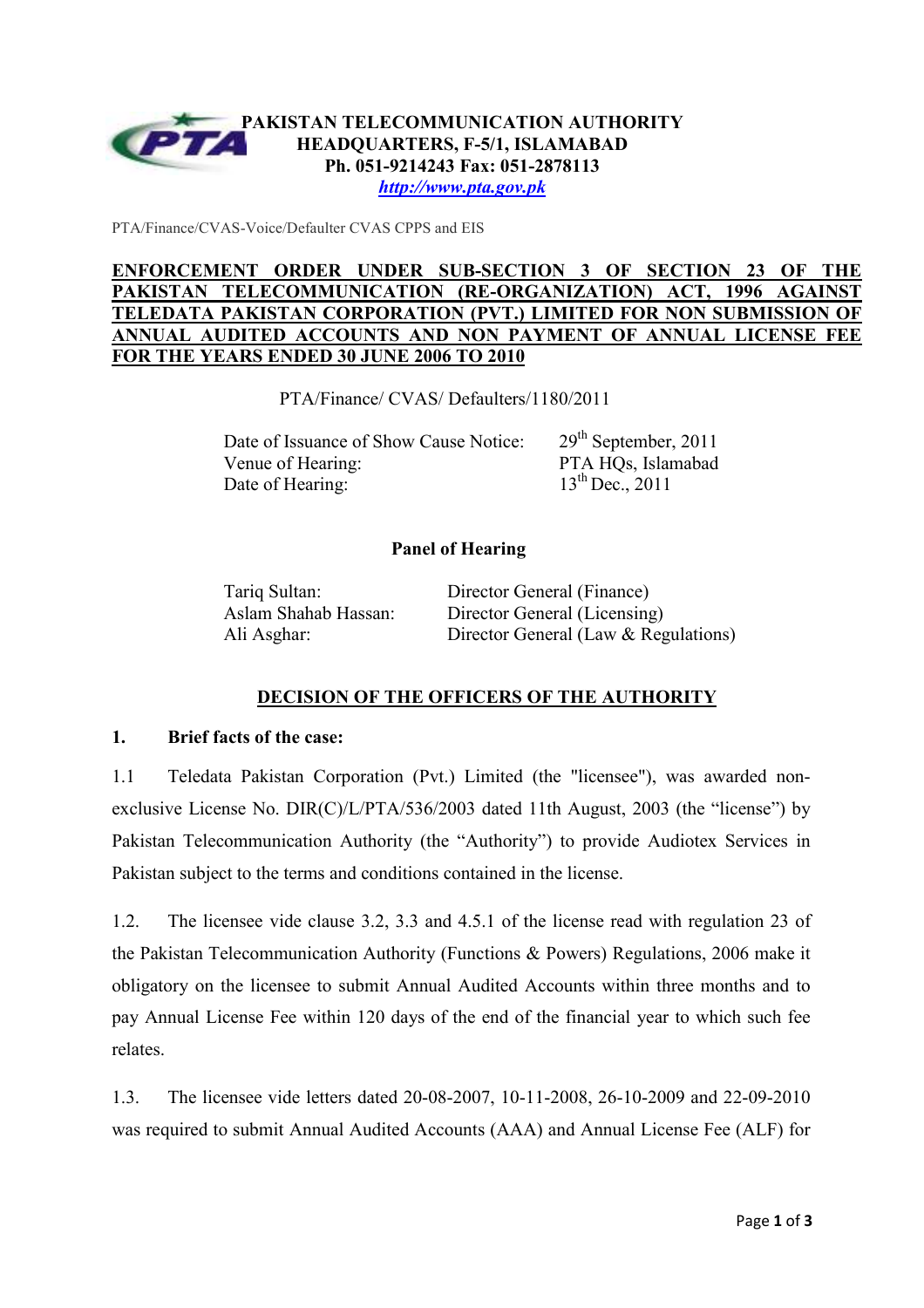**PAKISTAN TELECOMMUNICATION AUTHORITY**
**HEADQUARTERS, F-5/1, ISLAMABAD**
**Ph. 051-9214243 Fax: 051-2878113**
***http://www.pta.gov.pk***

PTA/Finance/CVAS-Voice/Defaulter CVAS CPPS and EIS

**ENFORCEMENT ORDER UNDER SUB-SECTION 3 OF SECTION 23 OF THE PAKISTAN TELECOMMUNICATION (RE-ORGANIZATION) ACT, 1996 AGAINST TELEDATA PAKISTAN CORPORATION (PVT.) LIMITED FOR NON SUBMISSION OF ANNUAL AUDITED ACCOUNTS AND NON PAYMENT OF ANNUAL LICENSE FEE FOR THE YEARS ENDED 30 JUNE 2006 TO 2010**

PTA/Finance/ CVAS/ Defaulters/1180/2011

| | |
|---|---|
| Date of Issuance of Show Cause Notice: | 29th September, 2011 |
| Venue of Hearing: | PTA HQs, Islamabad |
| Date of Hearing: | 13th Dec., 2011 |

**Panel of Hearing**

| | |
|---|---|
| Tariq Sultan: | Director General (Finance) |
| Aslam Shahab Hassan: | Director General (Licensing) |
| Ali Asghar: | Director General (Law & Regulations) |

**DECISION OF THE OFFICERS OF THE AUTHORITY**

**1. Brief facts of the case:**

1.1 Teledata Pakistan Corporation (Pvt.) Limited (the "licensee"), was awarded non-exclusive License No. DIR(C)/L/PTA/536/2003 dated 11th August, 2003 (the "license") by Pakistan Telecommunication Authority (the "Authority") to provide Audiotex Services in Pakistan subject to the terms and conditions contained in the license.

1.2. The licensee vide clause 3.2, 3.3 and 4.5.1 of the license read with regulation 23 of the Pakistan Telecommunication Authority (Functions & Powers) Regulations, 2006 make it obligatory on the licensee to submit Annual Audited Accounts within three months and to pay Annual License Fee within 120 days of the end of the financial year to which such fee relates.

1.3. The licensee vide letters dated 20-08-2007, 10-11-2008, 26-10-2009 and 22-09-2010 was required to submit Annual Audited Accounts (AAA) and Annual License Fee (ALF) for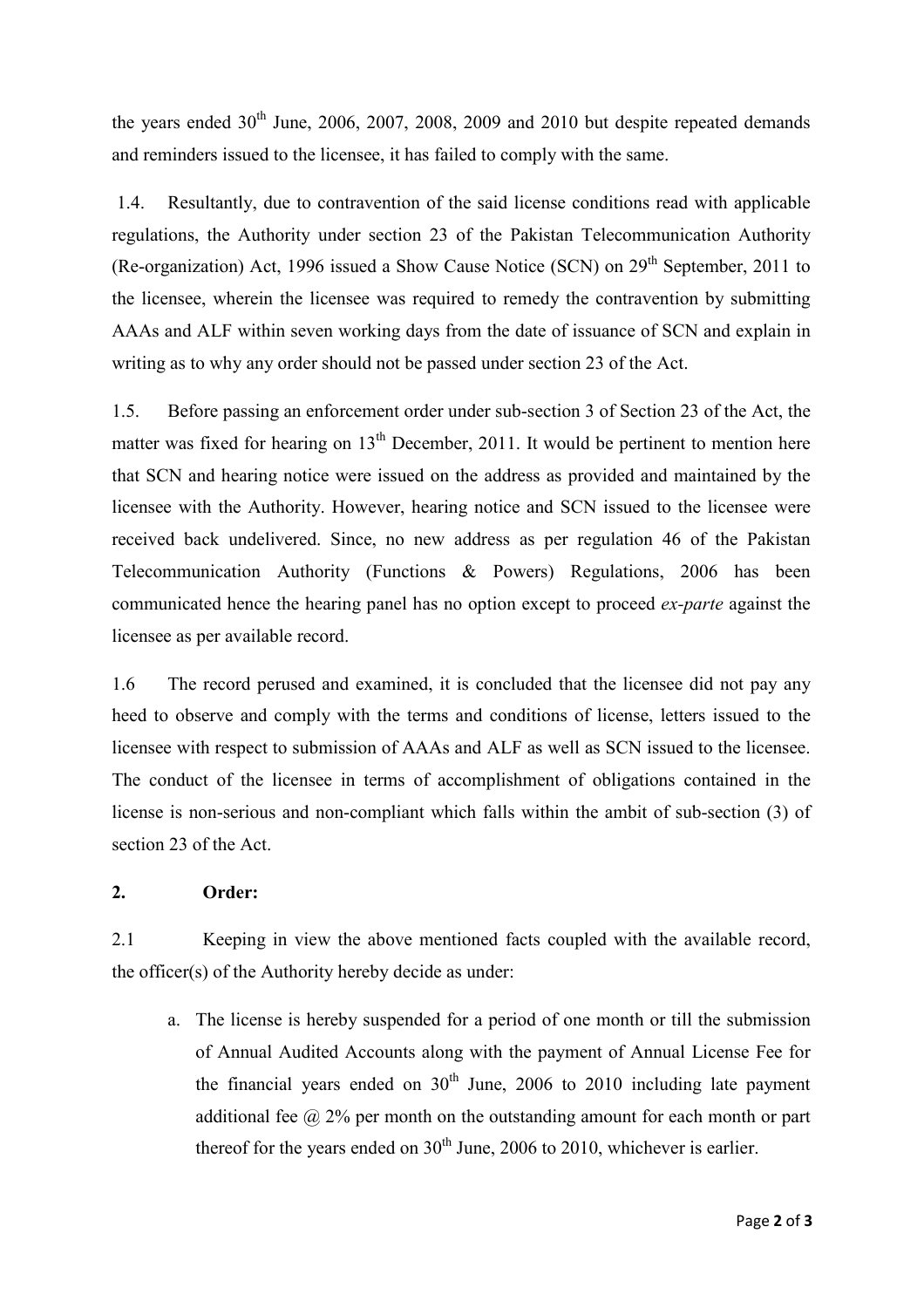the years ended 30th June, 2006, 2007, 2008, 2009 and 2010 but despite repeated demands and reminders issued to the licensee, it has failed to comply with the same.

1.4. Resultantly, due to contravention of the said license conditions read with applicable regulations, the Authority under section 23 of the Pakistan Telecommunication Authority (Re-organization) Act, 1996 issued a Show Cause Notice (SCN) on 29th September, 2011 to the licensee, wherein the licensee was required to remedy the contravention by submitting AAAs and ALF within seven working days from the date of issuance of SCN and explain in writing as to why any order should not be passed under section 23 of the Act.

1.5. Before passing an enforcement order under sub-section 3 of Section 23 of the Act, the matter was fixed for hearing on 13th December, 2011. It would be pertinent to mention here that SCN and hearing notice were issued on the address as provided and maintained by the licensee with the Authority. However, hearing notice and SCN issued to the licensee were received back undelivered. Since, no new address as per regulation 46 of the Pakistan Telecommunication Authority (Functions & Powers) Regulations, 2006 has been communicated hence the hearing panel has no option except to proceed *ex-parte* against the licensee as per available record.

1.6 The record perused and examined, it is concluded that the licensee did not pay any heed to observe and comply with the terms and conditions of license, letters issued to the licensee with respect to submission of AAAs and ALF as well as SCN issued to the licensee. The conduct of the licensee in terms of accomplishment of obligations contained in the license is non-serious and non-compliant which falls within the ambit of sub-section (3) of section 23 of the Act.

## 2. Order:

2.1 Keeping in view the above mentioned facts coupled with the available record, the officer(s) of the Authority hereby decide as under:

a. The license is hereby suspended for a period of one month or till the submission of Annual Audited Accounts along with the payment of Annual License Fee for the financial years ended on 30th June, 2006 to 2010 including late payment additional fee @ 2% per month on the outstanding amount for each month or part thereof for the years ended on 30th June, 2006 to 2010, whichever is earlier.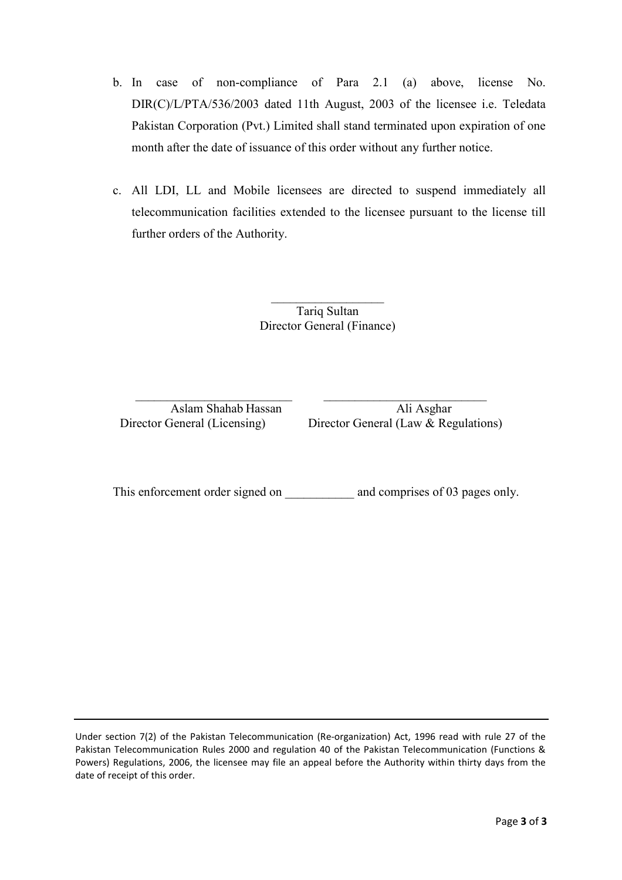b. In case of non-compliance of Para 2.1 (a) above, license No. DIR(C)/L/PTA/536/2003 dated 11th August, 2003 of the licensee i.e. Teledata Pakistan Corporation (Pvt.) Limited shall stand terminated upon expiration of one month after the date of issuance of this order without any further notice.

c. All LDI, LL and Mobile licensees are directed to suspend immediately all telecommunication facilities extended to the licensee pursuant to the license till further orders of the Authority.

\_\_\_\_\_\_\_\_\_\_\_\_\_\_\_\_\_\_

Tariq Sultan
Director General (Finance)

| | |
|---|---|
| \_\_\_\_\_\_\_\_\_\_\_\_\_\_\_\_\_\_\_\_\_\_\_\_\_ | \_\_\_\_\_\_\_\_\_\_\_\_\_\_\_\_\_\_\_\_\_\_\_\_\_\_ |
| Aslam Shahab Hassan | Ali Asghar |
| Director General (Licensing) | Director General (Law & Regulations) |

This enforcement order signed on \_\_\_\_\_\_\_\_\_\_\_ and comprises of 03 pages only.

---

Under section 7(2) of the Pakistan Telecommunication (Re-organization) Act, 1996 read with rule 27 of the Pakistan Telecommunication Rules 2000 and regulation 40 of the Pakistan Telecommunication (Functions & Powers) Regulations, 2006, the licensee may file an appeal before the Authority within thirty days from the date of receipt of this order.